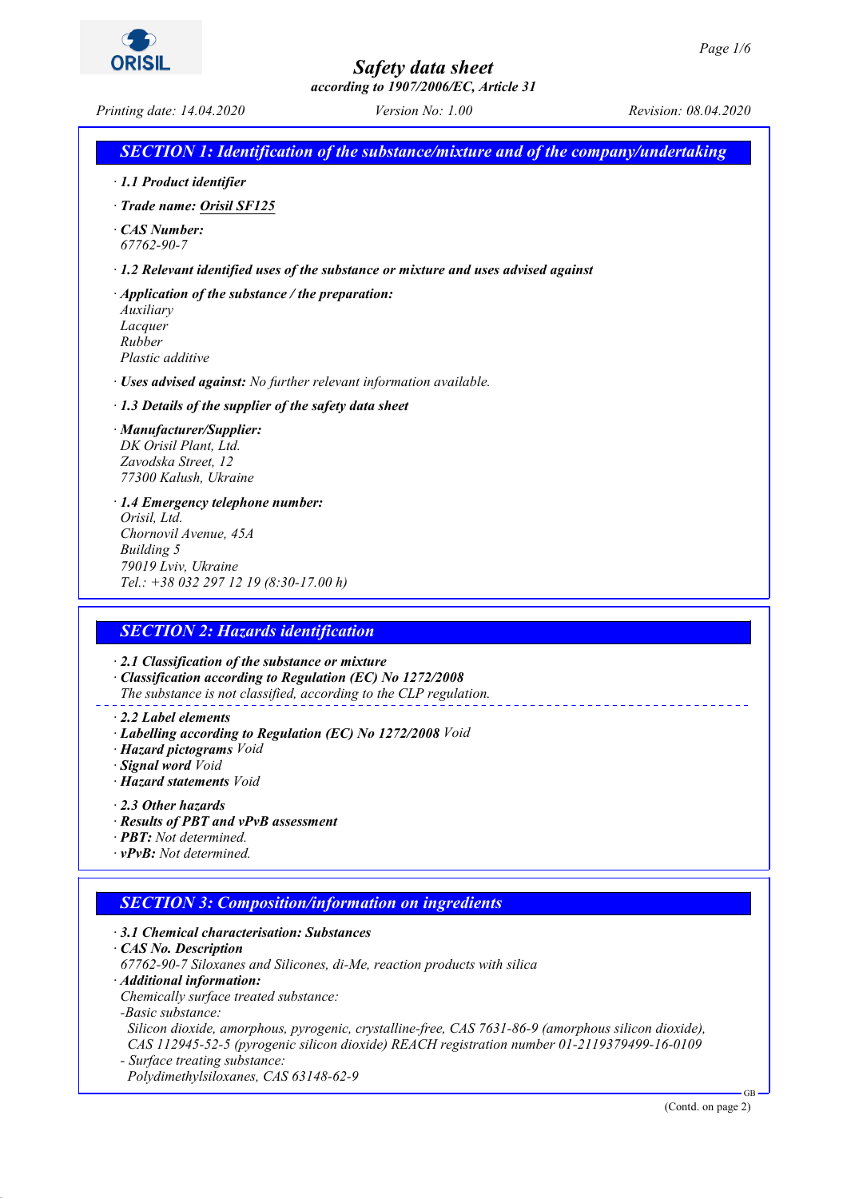# Safety data sheet

*according to 1907/2006/EC, Article 31*

*Printing date: 14.04.2020* *Version No: 1.00* *Revision: 08.04.2020*

## SECTION 1: Identification of the substance/mixture and of the company/undertaking

· **1.1 Product identifier**

· **Trade name: Orisil SF125**

· **CAS Number:**
67762-90-7

· **1.2 Relevant identified uses of the substance or mixture and uses advised against**

· **Application of the substance / the preparation:**
Auxiliary
Lacquer
Rubber
Plastic additive

· **Uses advised against:** No further relevant information available.

· **1.3 Details of the supplier of the safety data sheet**

· **Manufacturer/Supplier:**
DK Orisil Plant, Ltd.
Zavodska Street, 12
77300 Kalush, Ukraine

· **1.4 Emergency telephone number:**
Orisil, Ltd.
Chornovil Avenue, 45A
Building 5
79019 Lviv, Ukraine
Tel.: +38 032 297 12 19 (8:30-17.00 h)

## SECTION 2: Hazards identification

· **2.1 Classification of the substance or mixture**
· **Classification according to Regulation (EC) No 1272/2008**
The substance is not classified, according to the CLP regulation.

· **2.2 Label elements**
· **Labelling according to Regulation (EC) No 1272/2008** Void
· **Hazard pictograms** Void
· **Signal word** Void
· **Hazard statements** Void

· **2.3 Other hazards**
· **Results of PBT and vPvB assessment**
· **PBT:** Not determined.
· **vPvB:** Not determined.

## SECTION 3: Composition/information on ingredients

· **3.1 Chemical characterisation: Substances**
· **CAS No. Description**
67762-90-7 Siloxanes and Silicones, di-Me, reaction products with silica
· **Additional information:**
Chemically surface treated substance:
-Basic substance:
Silicon dioxide, amorphous, pyrogenic, crystalline-free, CAS 7631-86-9 (amorphous silicon dioxide), CAS 112945-52-5 (pyrogenic silicon dioxide) REACH registration number 01-2119379499-16-0109
- Surface treating substance:
Polydimethylsiloxanes, CAS 63148-62-9

(Contd. on page 2)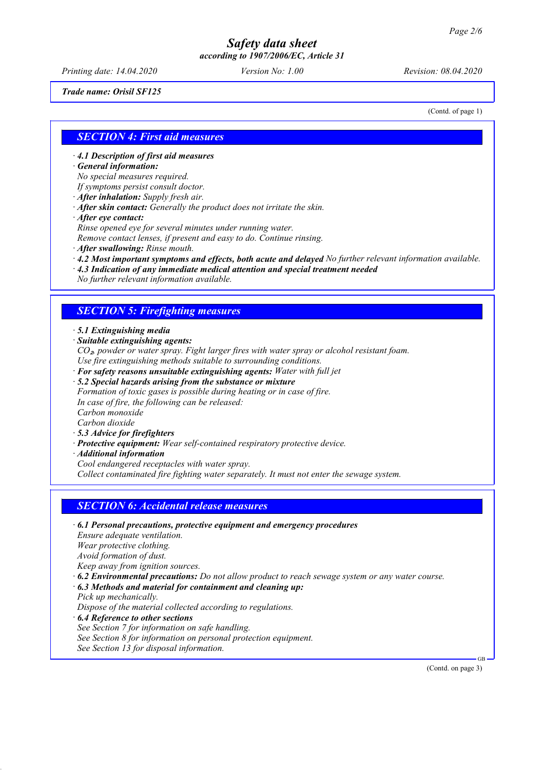Trade name: Orisil SF125

(Contd. of page 1)

## SECTION 4: First aid measures

· **4.1 Description of first aid measures**
· **General information:**
No special measures required.
If symptoms persist consult doctor.
· **After inhalation:** Supply fresh air.
· **After skin contact:** Generally the product does not irritate the skin.
· **After eye contact:**
Rinse opened eye for several minutes under running water.
Remove contact lenses, if present and easy to do. Continue rinsing.
· **After swallowing:** Rinse mouth.
· **4.2 Most important symptoms and effects, both acute and delayed** No further relevant information available.
· **4.3 Indication of any immediate medical attention and special treatment needed**
No further relevant information available.

## SECTION 5: Firefighting measures

· **5.1 Extinguishing media**
· **Suitable extinguishing agents:**
$CO_2$, powder or water spray. Fight larger fires with water spray or alcohol resistant foam.
Use fire extinguishing methods suitable to surrounding conditions.
· **For safety reasons unsuitable extinguishing agents:** Water with full jet
· **5.2 Special hazards arising from the substance or mixture**
Formation of toxic gases is possible during heating or in case of fire.
In case of fire, the following can be released:
Carbon monoxide
Carbon dioxide
· **5.3 Advice for firefighters**
· **Protective equipment:** Wear self-contained respiratory protective device.
· **Additional information**
Cool endangered receptacles with water spray.
Collect contaminated fire fighting water separately. It must not enter the sewage system.

## SECTION 6: Accidental release measures

· **6.1 Personal precautions, protective equipment and emergency procedures**
Ensure adequate ventilation.
Wear protective clothing.
Avoid formation of dust.
Keep away from ignition sources.
· **6.2 Environmental precautions:** Do not allow product to reach sewage system or any water course.
· **6.3 Methods and material for containment and cleaning up:**
Pick up mechanically.
Dispose of the material collected according to regulations.
· **6.4 Reference to other sections**
See Section 7 for information on safe handling.
See Section 8 for information on personal protection equipment.
See Section 13 for disposal information.

(Contd. on page 3)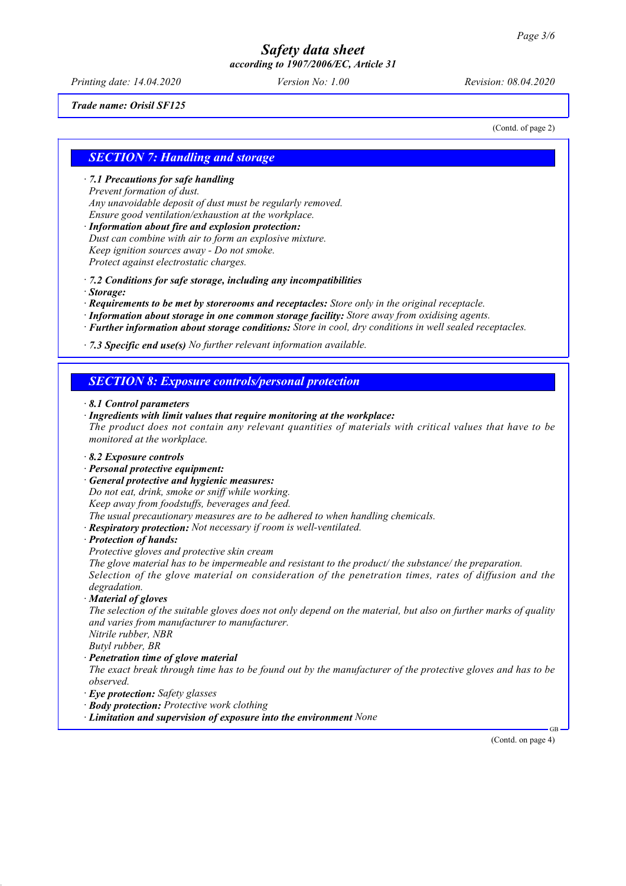*Trade name: Orisil SF125*

(Contd. of page 2)

## SECTION 7: Handling and storage

· ***7.1 Precautions for safe handling***
*Prevent formation of dust.*
*Any unavoidable deposit of dust must be regularly removed.*
*Ensure good ventilation/exhaustion at the workplace.*
· ***Information about fire and explosion protection:***
*Dust can combine with air to form an explosive mixture.*
*Keep ignition sources away - Do not smoke.*
*Protect against electrostatic charges.*

· ***7.2 Conditions for safe storage, including any incompatibilities***
· ***Storage:***
· ***Requirements to be met by storerooms and receptacles:*** *Store only in the original receptacle.*
· ***Information about storage in one common storage facility:*** *Store away from oxidising agents.*
· ***Further information about storage conditions:*** *Store in cool, dry conditions in well sealed receptacles.*

· ***7.3 Specific end use(s)*** *No further relevant information available.*

## SECTION 8: Exposure controls/personal protection

· ***8.1 Control parameters***
· ***Ingredients with limit values that require monitoring at the workplace:***
*The product does not contain any relevant quantities of materials with critical values that have to be monitored at the workplace.*

· ***8.2 Exposure controls***
· ***Personal protective equipment:***
· ***General protective and hygienic measures:***
*Do not eat, drink, smoke or sniff while working.*
*Keep away from foodstuffs, beverages and feed.*
*The usual precautionary measures are to be adhered to when handling chemicals.*
· ***Respiratory protection:*** *Not necessary if room is well-ventilated.*
· ***Protection of hands:***
*Protective gloves and protective skin cream*
*The glove material has to be impermeable and resistant to the product/ the substance/ the preparation.*
*Selection of the glove material on consideration of the penetration times, rates of diffusion and the degradation.*
· ***Material of gloves***
*The selection of the suitable gloves does not only depend on the material, but also on further marks of quality and varies from manufacturer to manufacturer.*
*Nitrile rubber, NBR*
*Butyl rubber, BR*
· ***Penetration time of glove material***
*The exact break through time has to be found out by the manufacturer of the protective gloves and has to be observed.*
· ***Eye protection:*** *Safety glasses*
· ***Body protection:*** *Protective work clothing*
· ***Limitation and supervision of exposure into the environment*** *None*

(Contd. on page 4)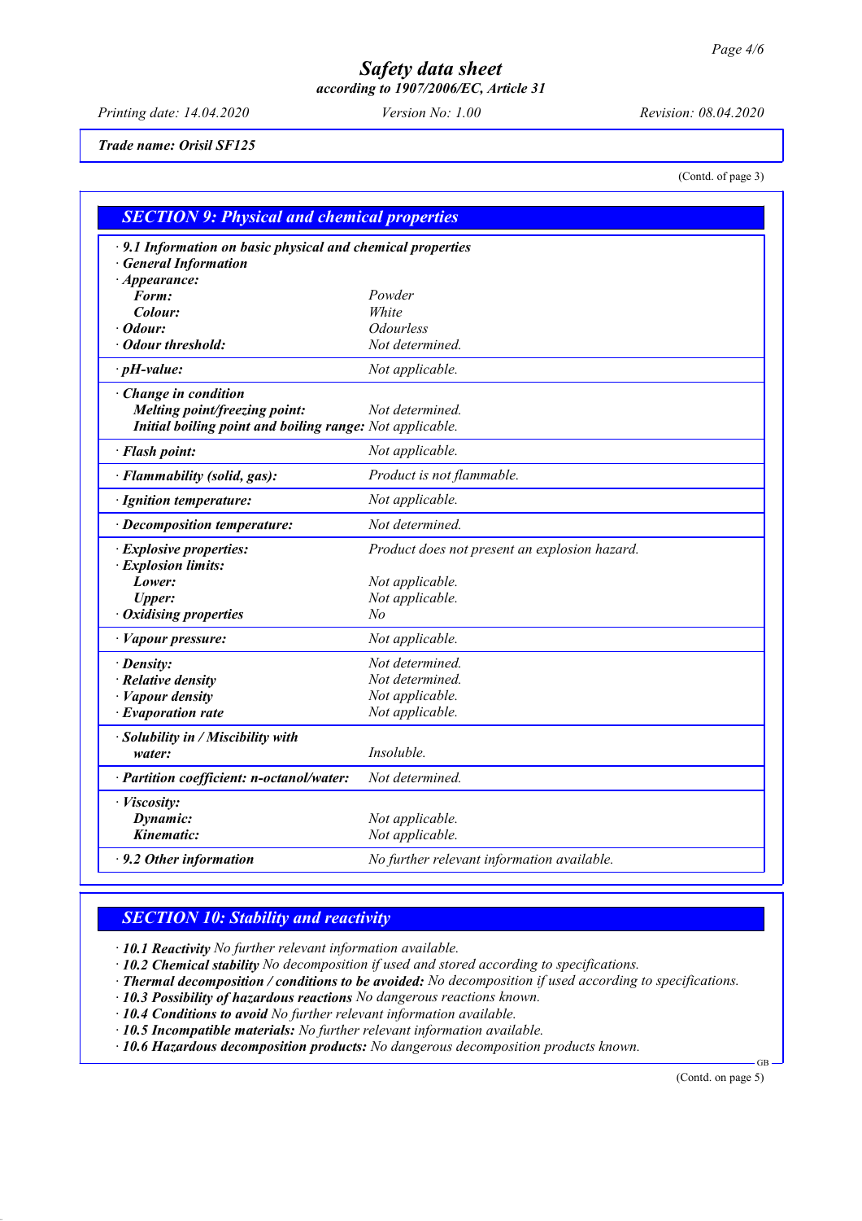# Safety data sheet

*according to 1907/2006/EC, Article 31*

*Printing date: 14.04.2020* *Version No: 1.00* *Revision: 08.04.2020*

***Trade name: Orisil SF125***

(Contd. of page 3)

## SECTION 9: Physical and chemical properties

| | |
|---|---|
| · **9.1 Information on basic physical and chemical properties** | |
| · **General Information** | |
| · **Appearance:** | |
| **Form:** | Powder |
| **Colour:** | White |
| · **Odour:** | Odourless |
| · **Odour threshold:** | Not determined. |
| · **pH-value:** | Not applicable. |
| · **Change in condition** | |
| **Melting point/freezing point:** | Not determined. |
| **Initial boiling point and boiling range:** | Not applicable. |
| · **Flash point:** | Not applicable. |
| · **Flammability (solid, gas):** | Product is not flammable. |
| · **Ignition temperature:** | Not applicable. |
| · **Decomposition temperature:** | Not determined. |
| · **Explosive properties:** | Product does not present an explosion hazard. |
| · **Explosion limits:** | |
| **Lower:** | Not applicable. |
| **Upper:** | Not applicable. |
| · **Oxidising properties** | No |
| · **Vapour pressure:** | Not applicable. |
| · **Density:** | Not determined. |
| · **Relative density** | Not determined. |
| · **Vapour density** | Not applicable. |
| · **Evaporation rate** | Not applicable. |
| · **Solubility in / Miscibility with water:** | Insoluble. |
| · **Partition coefficient: n-octanol/water:** | Not determined. |
| · **Viscosity:** | |
| **Dynamic:** | Not applicable. |
| **Kinematic:** | Not applicable. |
| · **9.2 Other information** | No further relevant information available. |

## SECTION 10: Stability and reactivity

· **10.1 Reactivity** No further relevant information available.
· **10.2 Chemical stability** No decomposition if used and stored according to specifications.
· **Thermal decomposition / conditions to be avoided:** No decomposition if used according to specifications.
· **10.3 Possibility of hazardous reactions** No dangerous reactions known.
· **10.4 Conditions to avoid** No further relevant information available.
· **10.5 Incompatible materials:** No further relevant information available.
· **10.6 Hazardous decomposition products:** No dangerous decomposition products known.

(Contd. on page 5)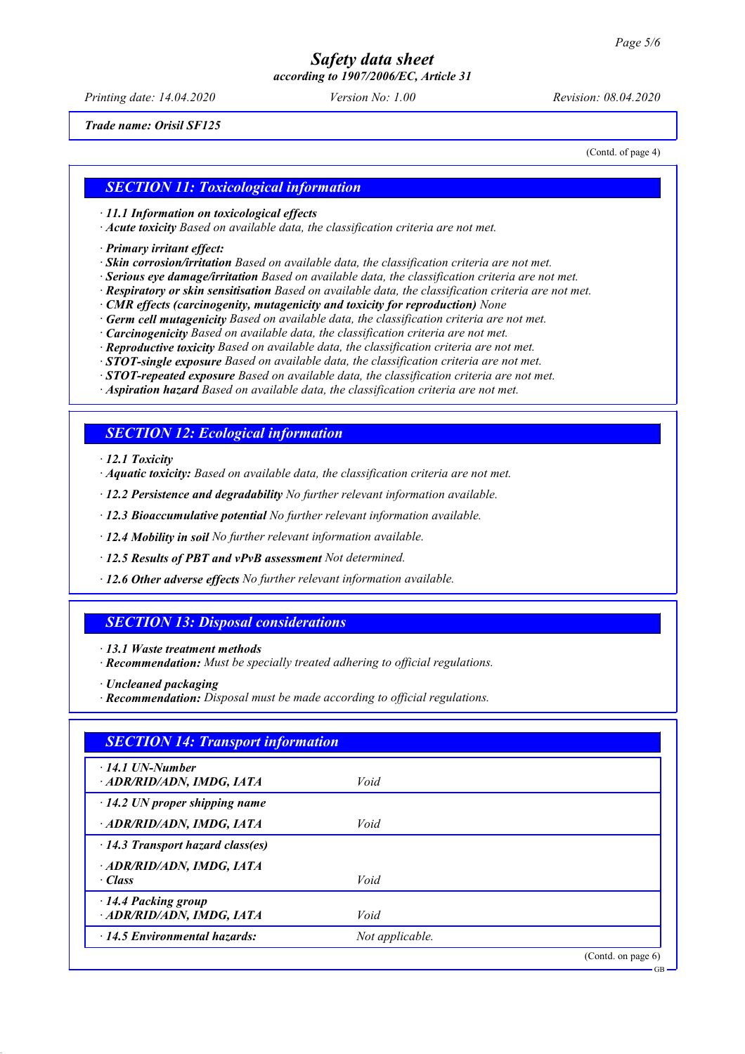*Trade name: Orisil SF125*

(Contd. of page 4)

## SECTION 11: Toxicological information

· **11.1 Information on toxicological effects**
· **Acute toxicity** Based on available data, the classification criteria are not met.

· **Primary irritant effect:**
· **Skin corrosion/irritation** Based on available data, the classification criteria are not met.
· **Serious eye damage/irritation** Based on available data, the classification criteria are not met.
· **Respiratory or skin sensitisation** Based on available data, the classification criteria are not met.
· **CMR effects (carcinogenity, mutagenicity and toxicity for reproduction)** None
· **Germ cell mutagenicity** Based on available data, the classification criteria are not met.
· **Carcinogenicity** Based on available data, the classification criteria are not met.
· **Reproductive toxicity** Based on available data, the classification criteria are not met.
· **STOT-single exposure** Based on available data, the classification criteria are not met.
· **STOT-repeated exposure** Based on available data, the classification criteria are not met.
· **Aspiration hazard** Based on available data, the classification criteria are not met.

## SECTION 12: Ecological information

· **12.1 Toxicity**
· **Aquatic toxicity:** Based on available data, the classification criteria are not met.

· **12.2 Persistence and degradability** No further relevant information available.

· **12.3 Bioaccumulative potential** No further relevant information available.

· **12.4 Mobility in soil** No further relevant information available.

· **12.5 Results of PBT and vPvB assessment** Not determined.

· **12.6 Other adverse effects** No further relevant information available.

## SECTION 13: Disposal considerations

· **13.1 Waste treatment methods**
· **Recommendation:** Must be specially treated adhering to official regulations.

· **Uncleaned packaging**
· **Recommendation:** Disposal must be made according to official regulations.

## SECTION 14: Transport information

| | |
|---|---|
| · **14.1 UN-Number** · **ADR/RID/ADN, IMDG, IATA** | Void |
| · **14.2 UN proper shipping name** · **ADR/RID/ADN, IMDG, IATA** | Void |
| · **14.3 Transport hazard class(es)** · **ADR/RID/ADN, IMDG, IATA** · **Class** | Void |
| · **14.4 Packing group** · **ADR/RID/ADN, IMDG, IATA** | Void |
| · **14.5 Environmental hazards:** | Not applicable. |

(Contd. on page 6)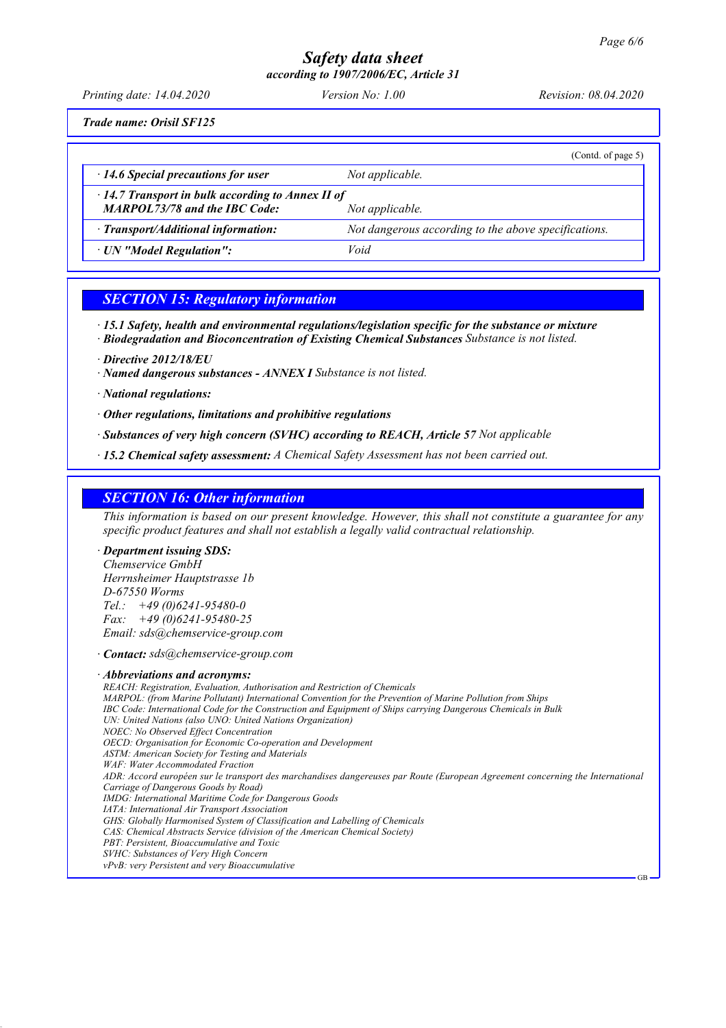**Trade name: Orisil SF125**

(Contd. of page 5)

| | |
|---|---|
| · **14.6 Special precautions for user** | *Not applicable.* |
| · **14.7 Transport in bulk according to Annex II of MARPOL73/78 and the IBC Code:** | *Not applicable.* |
| · **Transport/Additional information:** | *Not dangerous according to the above specifications.* |
| · **UN "Model Regulation":** | *Void* |

## SECTION 15: Regulatory information

· **15.1 Safety, health and environmental regulations/legislation specific for the substance or mixture**
· **Biodegradation and Bioconcentration of Existing Chemical Substances** *Substance is not listed.*

· **Directive 2012/18/EU**
· **Named dangerous substances - ANNEX I** *Substance is not listed.*

· **National regulations:**

· **Other regulations, limitations and prohibitive regulations**

· **Substances of very high concern (SVHC) according to REACH, Article 57** *Not applicable*

· **15.2 Chemical safety assessment:** *A Chemical Safety Assessment has not been carried out.*

## SECTION 16: Other information

*This information is based on our present knowledge. However, this shall not constitute a guarantee for any specific product features and shall not establish a legally valid contractual relationship.*

· **Department issuing SDS:**
*Chemservice GmbH*
*Herrnsheimer Hauptstrasse 1b*
*D-67550 Worms*
*Tel.: +49 (0)6241-95480-0*
*Fax: +49 (0)6241-95480-25*
*Email: sds@chemservice-group.com*

· **Contact:** *sds@chemservice-group.com*

· **Abbreviations and acronyms:**
*REACH: Registration, Evaluation, Authorisation and Restriction of Chemicals*
*MARPOL: (from Marine Pollutant) International Convention for the Prevention of Marine Pollution from Ships*
*IBC Code: International Code for the Construction and Equipment of Ships carrying Dangerous Chemicals in Bulk*
*UN: United Nations (also UNO: United Nations Organization)*
*NOEC: No Observed Effect Concentration*
*OECD: Organisation for Economic Co-operation and Development*
*ASTM: American Society for Testing and Materials*
*WAF: Water Accommodated Fraction*
*ADR: Accord européen sur le transport des marchandises dangereuses par Route (European Agreement concerning the International Carriage of Dangerous Goods by Road)*
*IMDG: International Maritime Code for Dangerous Goods*
*IATA: International Air Transport Association*
*GHS: Globally Harmonised System of Classification and Labelling of Chemicals*
*CAS: Chemical Abstracts Service (division of the American Chemical Society)*
*PBT: Persistent, Bioaccumulative and Toxic*
*SVHC: Substances of Very High Concern*
*vPvB: very Persistent and very Bioaccumulative*